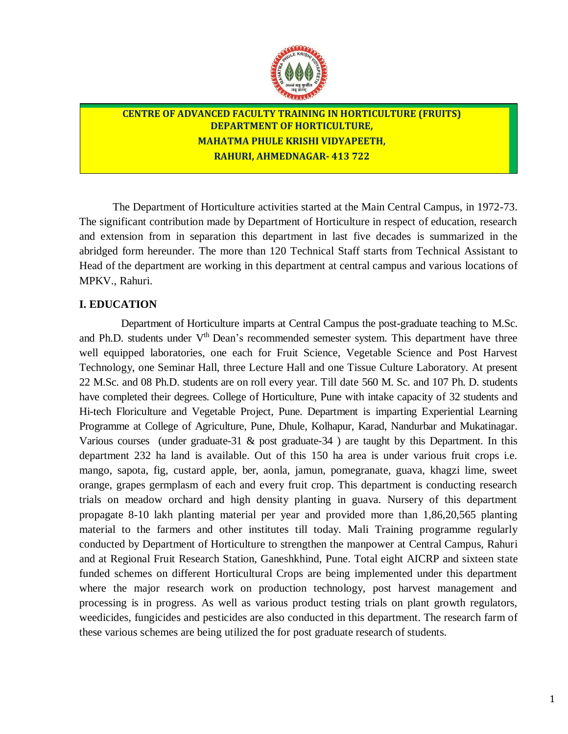# CENTRE OF ADVANCED FACULTY TRAINING IN HORTICULTURE (FRUITS)
## DEPARTMENT OF HORTICULTURE,
## MAHATMA PHULE KRISHI VIDYAPEETH,
## RAHURI, AHMEDNAGAR- 413 722

The Department of Horticulture activities started at the Main Central Campus, in 1972-73. The significant contribution made by Department of Horticulture in respect of education, research and extension from in separation this department in last five decades is summarized in the abridged form hereunder. The more than 120 Technical Staff starts from Technical Assistant to Head of the department are working in this department at central campus and various locations of MPKV., Rahuri.

## I. EDUCATION

Department of Horticulture imparts at Central Campus the post-graduate teaching to M.Sc. and Ph.D. students under V$^{th}$ Dean's recommended semester system. This department have three well equipped laboratories, one each for Fruit Science, Vegetable Science and Post Harvest Technology, one Seminar Hall, three Lecture Hall and one Tissue Culture Laboratory. At present 22 M.Sc. and 08 Ph.D. students are on roll every year. Till date 560 M. Sc. and 107 Ph. D. students have completed their degrees. College of Horticulture, Pune with intake capacity of 32 students and Hi-tech Floriculture and Vegetable Project, Pune. Department is imparting Experiential Learning Programme at College of Agriculture, Pune, Dhule, Kolhapur, Karad, Nandurbar and Mukatinagar. Various courses (under graduate-31 & post graduate-34 ) are taught by this Department. In this department 232 ha land is available. Out of this 150 ha area is under various fruit crops i.e. mango, sapota, fig, custard apple, ber, aonla, jamun, pomegranate, guava, khagzi lime, sweet orange, grapes germplasm of each and every fruit crop. This department is conducting research trials on meadow orchard and high density planting in guava. Nursery of this department propagate 8-10 lakh planting material per year and provided more than 1,86,20,565 planting material to the farmers and other institutes till today. Mali Training programme regularly conducted by Department of Horticulture to strengthen the manpower at Central Campus, Rahuri and at Regional Fruit Research Station, Ganeshkhind, Pune. Total eight AICRP and sixteen state funded schemes on different Horticultural Crops are being implemented under this department where the major research work on production technology, post harvest management and processing is in progress. As well as various product testing trials on plant growth regulators, weedicides, fungicides and pesticides are also conducted in this department. The research farm of these various schemes are being utilized the for post graduate research of students.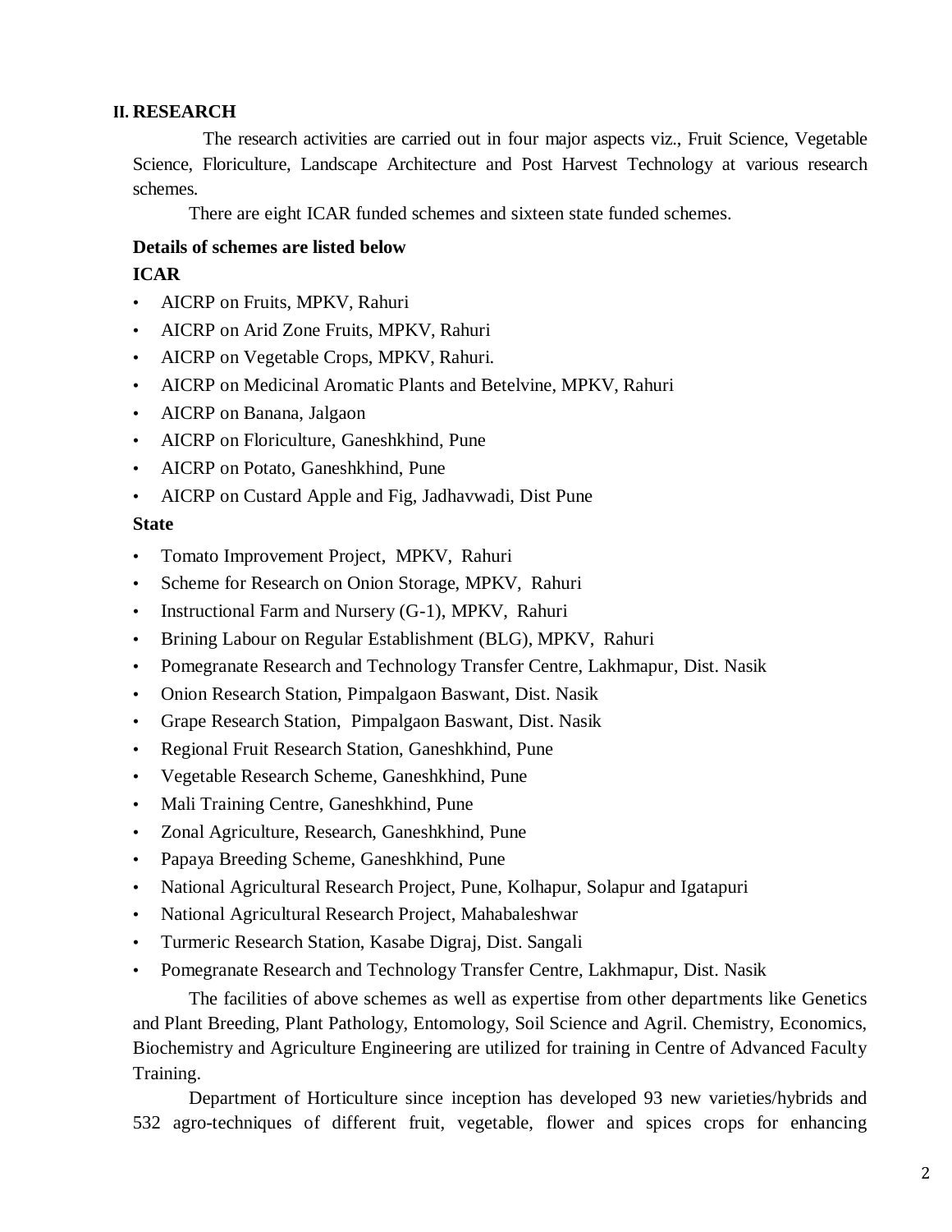## II. RESEARCH

The research activities are carried out in four major aspects viz., Fruit Science, Vegetable Science, Floriculture, Landscape Architecture and Post Harvest Technology at various research schemes.

There are eight ICAR funded schemes and sixteen state funded schemes.

**Details of schemes are listed below**

**ICAR**

- AICRP on Fruits, MPKV, Rahuri
- AICRP on Arid Zone Fruits, MPKV, Rahuri
- AICRP on Vegetable Crops, MPKV, Rahuri.
- AICRP on Medicinal Aromatic Plants and Betelvine, MPKV, Rahuri
- AICRP on Banana, Jalgaon
- AICRP on Floriculture, Ganeshkhind, Pune
- AICRP on Potato, Ganeshkhind, Pune
- AICRP on Custard Apple and Fig, Jadhavwadi, Dist Pune

**State**

- Tomato Improvement Project, MPKV, Rahuri
- Scheme for Research on Onion Storage, MPKV, Rahuri
- Instructional Farm and Nursery (G-1), MPKV, Rahuri
- Brining Labour on Regular Establishment (BLG), MPKV, Rahuri
- Pomegranate Research and Technology Transfer Centre, Lakhmapur, Dist. Nasik
- Onion Research Station, Pimpalgaon Baswant, Dist. Nasik
- Grape Research Station, Pimpalgaon Baswant, Dist. Nasik
- Regional Fruit Research Station, Ganeshkhind, Pune
- Vegetable Research Scheme, Ganeshkhind, Pune
- Mali Training Centre, Ganeshkhind, Pune
- Zonal Agriculture, Research, Ganeshkhind, Pune
- Papaya Breeding Scheme, Ganeshkhind, Pune
- National Agricultural Research Project, Pune, Kolhapur, Solapur and Igatapuri
- National Agricultural Research Project, Mahabaleshwar
- Turmeric Research Station, Kasabe Digraj, Dist. Sangali
- Pomegranate Research and Technology Transfer Centre, Lakhmapur, Dist. Nasik

The facilities of above schemes as well as expertise from other departments like Genetics and Plant Breeding, Plant Pathology, Entomology, Soil Science and Agril. Chemistry, Economics, Biochemistry and Agriculture Engineering are utilized for training in Centre of Advanced Faculty Training.

Department of Horticulture since inception has developed 93 new varieties/hybrids and 532 agro-techniques of different fruit, vegetable, flower and spices crops for enhancing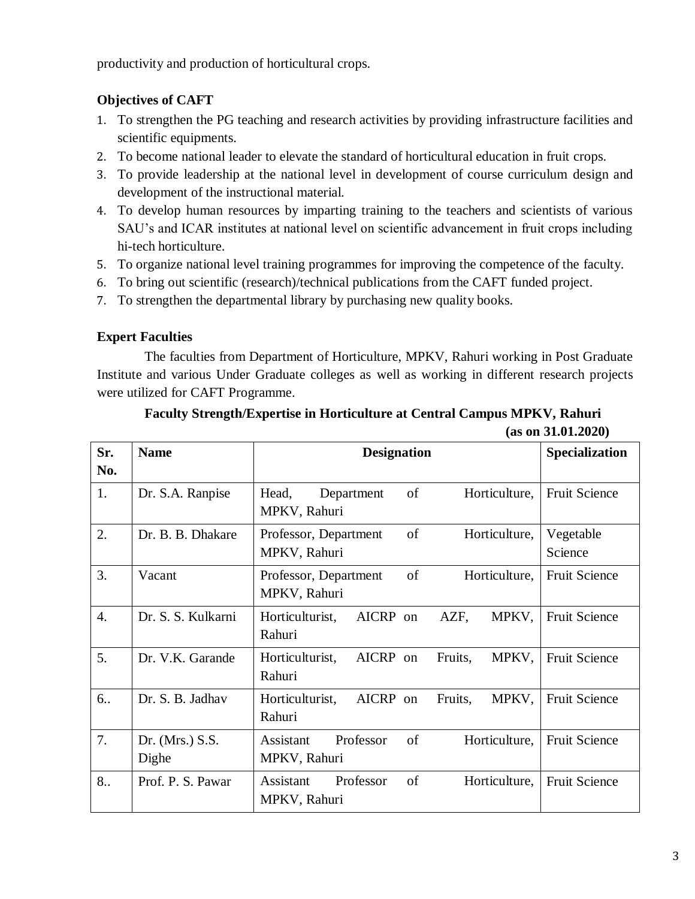productivity and production of horticultural crops.

**Objectives of CAFT**

1. To strengthen the PG teaching and research activities by providing infrastructure facilities and scientific equipments.
2. To become national leader to elevate the standard of horticultural education in fruit crops.
3. To provide leadership at the national level in development of course curriculum design and development of the instructional material.
4. To develop human resources by imparting training to the teachers and scientists of various SAU's and ICAR institutes at national level on scientific advancement in fruit crops including hi-tech horticulture.
5. To organize national level training programmes for improving the competence of the faculty.
6. To bring out scientific (research)/technical publications from the CAFT funded project.
7. To strengthen the departmental library by purchasing new quality books.

**Expert Faculties**

The faculties from Department of Horticulture, MPKV, Rahuri working in Post Graduate Institute and various Under Graduate colleges as well as working in different research projects were utilized for CAFT Programme.

**Faculty Strength/Expertise in Horticulture at Central Campus MPKV, Rahuri (as on 31.01.2020)**

| Sr. No. | Name | Designation | Specialization |
|---|---|---|---|
| 1. | Dr. S.A. Ranpise | Head, Department of Horticulture, MPKV, Rahuri | Fruit Science |
| 2. | Dr. B. B. Dhakare | Professor, Department of Horticulture, MPKV, Rahuri | Vegetable Science |
| 3. | Vacant | Professor, Department of Horticulture, MPKV, Rahuri | Fruit Science |
| 4. | Dr. S. S. Kulkarni | Horticulturist, AICRP on AZF, MPKV, Rahuri | Fruit Science |
| 5. | Dr. V.K. Garande | Horticulturist, AICRP on Fruits, MPKV, Rahuri | Fruit Science |
| 6.. | Dr. S. B. Jadhav | Horticulturist, AICRP on Fruits, MPKV, Rahuri | Fruit Science |
| 7. | Dr. (Mrs.) S.S. Dighe | Assistant Professor of Horticulture, MPKV, Rahuri | Fruit Science |
| 8.. | Prof. P. S. Pawar | Assistant Professor of Horticulture, MPKV, Rahuri | Fruit Science |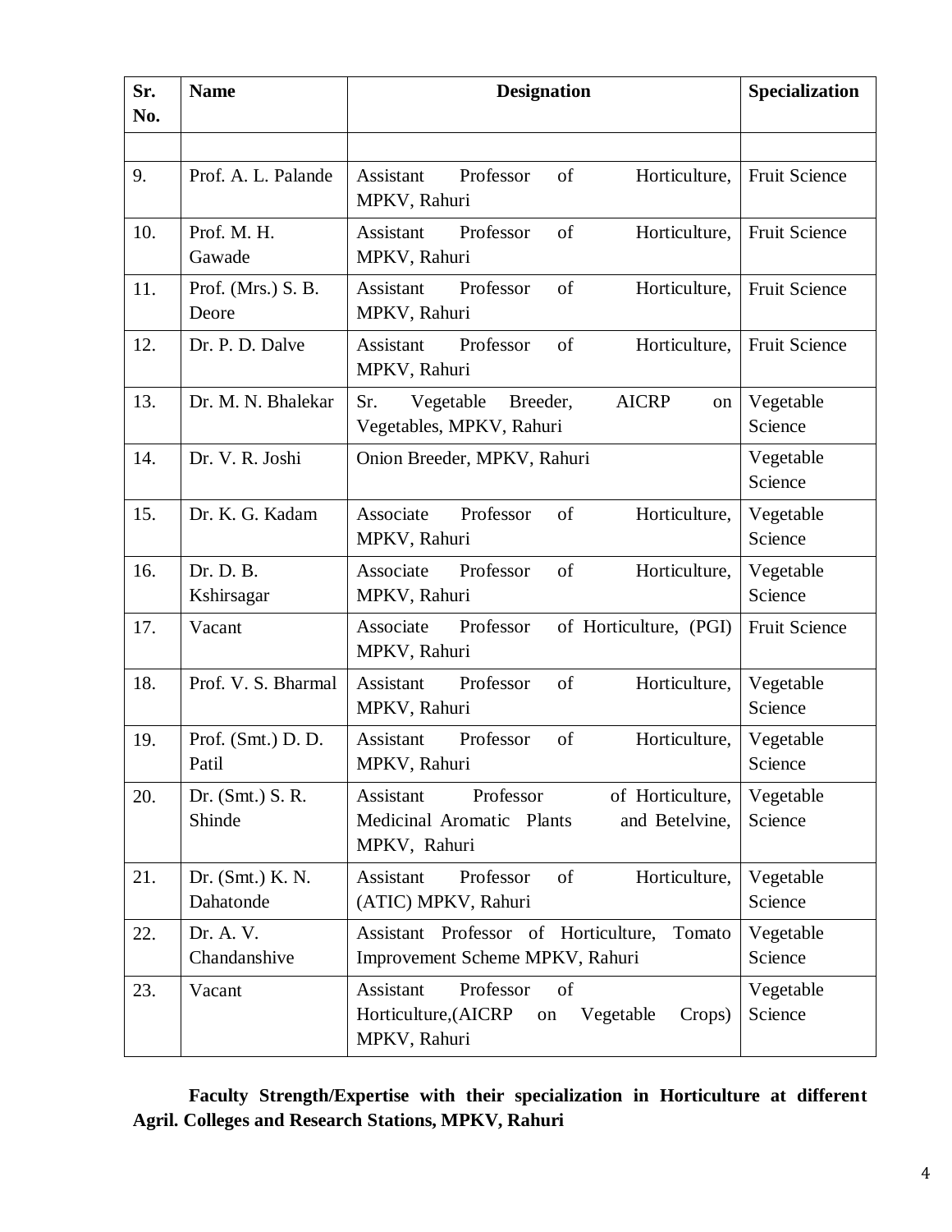| Sr. No. | Name | Designation | Specialization |
|---|---|---|---|
| | | | |
| 9. | Prof. A. L. Palande | Assistant Professor of Horticulture, MPKV, Rahuri | Fruit Science |
| 10. | Prof. M. H. Gawade | Assistant Professor of Horticulture, MPKV, Rahuri | Fruit Science |
| 11. | Prof. (Mrs.) S. B. Deore | Assistant Professor of Horticulture, MPKV, Rahuri | Fruit Science |
| 12. | Dr. P. D. Dalve | Assistant Professor of Horticulture, MPKV, Rahuri | Fruit Science |
| 13. | Dr. M. N. Bhalekar | Sr. Vegetable Breeder, AICRP on Vegetables, MPKV, Rahuri | Vegetable Science |
| 14. | Dr. V. R. Joshi | Onion Breeder, MPKV, Rahuri | Vegetable Science |
| 15. | Dr. K. G. Kadam | Associate Professor of Horticulture, MPKV, Rahuri | Vegetable Science |
| 16. | Dr. D. B. Kshirsagar | Associate Professor of Horticulture, MPKV, Rahuri | Vegetable Science |
| 17. | Vacant | Associate Professor of Horticulture, (PGI) MPKV, Rahuri | Fruit Science |
| 18. | Prof. V. S. Bharmal | Assistant Professor of Horticulture, MPKV, Rahuri | Vegetable Science |
| 19. | Prof. (Smt.) D. D. Patil | Assistant Professor of Horticulture, MPKV, Rahuri | Vegetable Science |
| 20. | Dr. (Smt.) S. R. Shinde | Assistant Professor of Horticulture, Medicinal Aromatic Plants and Betelvine, MPKV, Rahuri | Vegetable Science |
| 21. | Dr. (Smt.) K. N. Dahatonde | Assistant Professor of Horticulture, (ATIC) MPKV, Rahuri | Vegetable Science |
| 22. | Dr. A. V. Chandanshive | Assistant Professor of Horticulture, Tomato Improvement Scheme MPKV, Rahuri | Vegetable Science |
| 23. | Vacant | Assistant Professor of Horticulture,(AICRP on Vegetable Crops) MPKV, Rahuri | Vegetable Science |

**Faculty Strength/Expertise with their specialization in Horticulture at different Agril. Colleges and Research Stations, MPKV, Rahuri**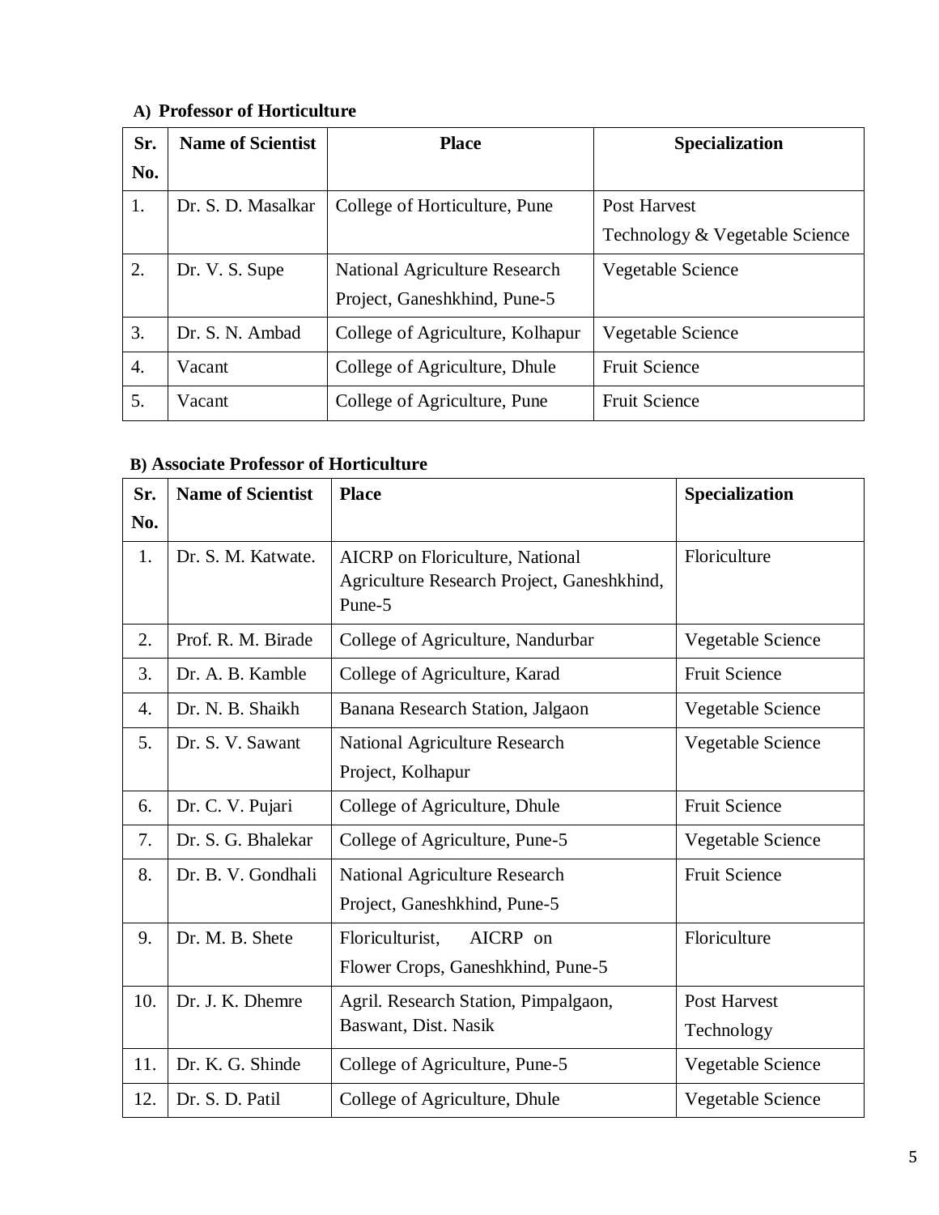**A) Professor of Horticulture**

| Sr. No. | Name of Scientist | Place | Specialization |
|---|---|---|---|
| 1. | Dr. S. D. Masalkar | College of Horticulture, Pune | Post Harvest Technology & Vegetable Science |
| 2. | Dr. V. S. Supe | National Agriculture Research Project, Ganeshkhind, Pune-5 | Vegetable Science |
| 3. | Dr. S. N. Ambad | College of Agriculture, Kolhapur | Vegetable Science |
| 4. | Vacant | College of Agriculture, Dhule | Fruit Science |
| 5. | Vacant | College of Agriculture, Pune | Fruit Science |

**B) Associate Professor of Horticulture**

| Sr. No. | Name of Scientist | Place | Specialization |
|---|---|---|---|
| 1. | Dr. S. M. Katwate. | AICRP on Floriculture, National Agriculture Research Project, Ganeshkhind, Pune-5 | Floriculture |
| 2. | Prof. R. M. Birade | College of Agriculture, Nandurbar | Vegetable Science |
| 3. | Dr. A. B. Kamble | College of Agriculture, Karad | Fruit Science |
| 4. | Dr. N. B. Shaikh | Banana Research Station, Jalgaon | Vegetable Science |
| 5. | Dr. S. V. Sawant | National Agriculture Research Project, Kolhapur | Vegetable Science |
| 6. | Dr. C. V. Pujari | College of Agriculture, Dhule | Fruit Science |
| 7. | Dr. S. G. Bhalekar | College of Agriculture, Pune-5 | Vegetable Science |
| 8. | Dr. B. V. Gondhali | National Agriculture Research Project, Ganeshkhind, Pune-5 | Fruit Science |
| 9. | Dr. M. B. Shete | Floriculturist, AICRP on Flower Crops, Ganeshkhind, Pune-5 | Floriculture |
| 10. | Dr. J. K. Dhemre | Agril. Research Station, Pimpalgaon, Baswant, Dist. Nasik | Post Harvest Technology |
| 11. | Dr. K. G. Shinde | College of Agriculture, Pune-5 | Vegetable Science |
| 12. | Dr. S. D. Patil | College of Agriculture, Dhule | Vegetable Science |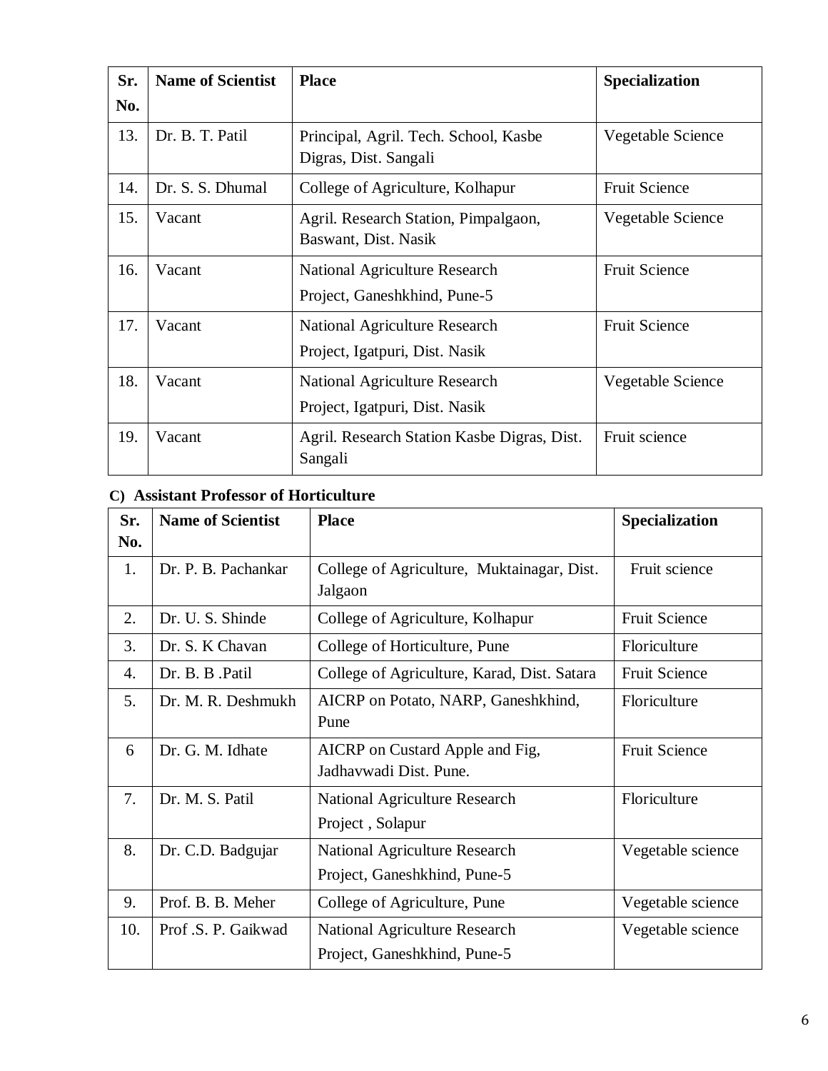| Sr. No. | Name of Scientist | Place | Specialization |
|---|---|---|---|
| 13. | Dr. B. T. Patil | Principal, Agril. Tech. School, Kasbe Digras, Dist. Sangali | Vegetable Science |
| 14. | Dr. S. S. Dhumal | College of Agriculture, Kolhapur | Fruit Science |
| 15. | Vacant | Agril. Research Station, Pimpalgaon, Baswant, Dist. Nasik | Vegetable Science |
| 16. | Vacant | National Agriculture Research Project, Ganeshkhind, Pune-5 | Fruit Science |
| 17. | Vacant | National Agriculture Research Project, Igatpuri, Dist. Nasik | Fruit Science |
| 18. | Vacant | National Agriculture Research Project, Igatpuri, Dist. Nasik | Vegetable Science |
| 19. | Vacant | Agril. Research Station Kasbe Digras, Dist. Sangali | Fruit science |

**C) Assistant Professor of Horticulture**

| Sr. No. | Name of Scientist | Place | Specialization |
|---|---|---|---|
| 1. | Dr. P. B. Pachankar | College of Agriculture, Muktainagar, Dist. Jalgaon | Fruit science |
| 2. | Dr. U. S. Shinde | College of Agriculture, Kolhapur | Fruit Science |
| 3. | Dr. S. K Chavan | College of Horticulture, Pune | Floriculture |
| 4. | Dr. B. B .Patil | College of Agriculture, Karad, Dist. Satara | Fruit Science |
| 5. | Dr. M. R. Deshmukh | AICRP on Potato, NARP, Ganeshkhind, Pune | Floriculture |
| 6 | Dr. G. M. Idhate | AICRP on Custard Apple and Fig, Jadhavwadi Dist. Pune. | Fruit Science |
| 7. | Dr. M. S. Patil | National Agriculture Research Project , Solapur | Floriculture |
| 8. | Dr. C.D. Badgujar | National Agriculture Research Project, Ganeshkhind, Pune-5 | Vegetable science |
| 9. | Prof. B. B. Meher | College of Agriculture, Pune | Vegetable science |
| 10. | Prof .S. P. Gaikwad | National Agriculture Research Project, Ganeshkhind, Pune-5 | Vegetable science |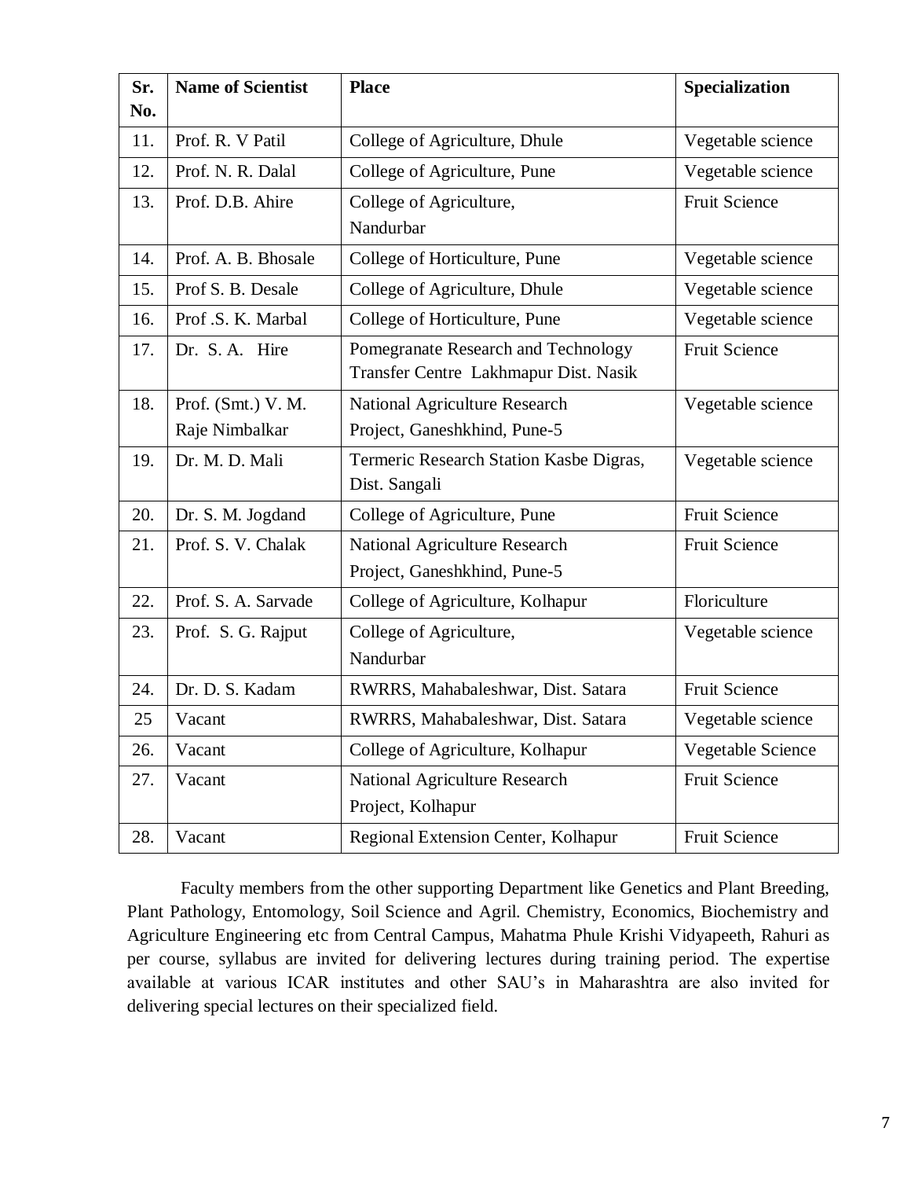| Sr. No. | Name of Scientist | Place | Specialization |
|---|---|---|---|
| 11. | Prof. R. V Patil | College of Agriculture, Dhule | Vegetable science |
| 12. | Prof. N. R. Dalal | College of Agriculture, Pune | Vegetable science |
| 13. | Prof. D.B. Ahire | College of Agriculture, Nandurbar | Fruit Science |
| 14. | Prof. A. B. Bhosale | College of Horticulture, Pune | Vegetable science |
| 15. | Prof S. B. Desale | College of Agriculture, Dhule | Vegetable science |
| 16. | Prof .S. K. Marbal | College of Horticulture, Pune | Vegetable science |
| 17. | Dr. S. A. Hire | Pomegranate Research and Technology Transfer Centre Lakhmapur Dist. Nasik | Fruit Science |
| 18. | Prof. (Smt.) V. M. Raje Nimbalkar | National Agriculture Research Project, Ganeshkhind, Pune-5 | Vegetable science |
| 19. | Dr. M. D. Mali | Termeric Research Station Kasbe Digras, Dist. Sangali | Vegetable science |
| 20. | Dr. S. M. Jogdand | College of Agriculture, Pune | Fruit Science |
| 21. | Prof. S. V. Chalak | National Agriculture Research Project, Ganeshkhind, Pune-5 | Fruit Science |
| 22. | Prof. S. A. Sarvade | College of Agriculture, Kolhapur | Floriculture |
| 23. | Prof. S. G. Rajput | College of Agriculture, Nandurbar | Vegetable science |
| 24. | Dr. D. S. Kadam | RWRRS, Mahabaleshwar, Dist. Satara | Fruit Science |
| 25 | Vacant | RWRRS, Mahabaleshwar, Dist. Satara | Vegetable science |
| 26. | Vacant | College of Agriculture, Kolhapur | Vegetable Science |
| 27. | Vacant | National Agriculture Research Project, Kolhapur | Fruit Science |
| 28. | Vacant | Regional Extension Center, Kolhapur | Fruit Science |

Faculty members from the other supporting Department like Genetics and Plant Breeding, Plant Pathology, Entomology, Soil Science and Agril. Chemistry, Economics, Biochemistry and Agriculture Engineering etc from Central Campus, Mahatma Phule Krishi Vidyapeeth, Rahuri as per course, syllabus are invited for delivering lectures during training period. The expertise available at various ICAR institutes and other SAU's in Maharashtra are also invited for delivering special lectures on their specialized field.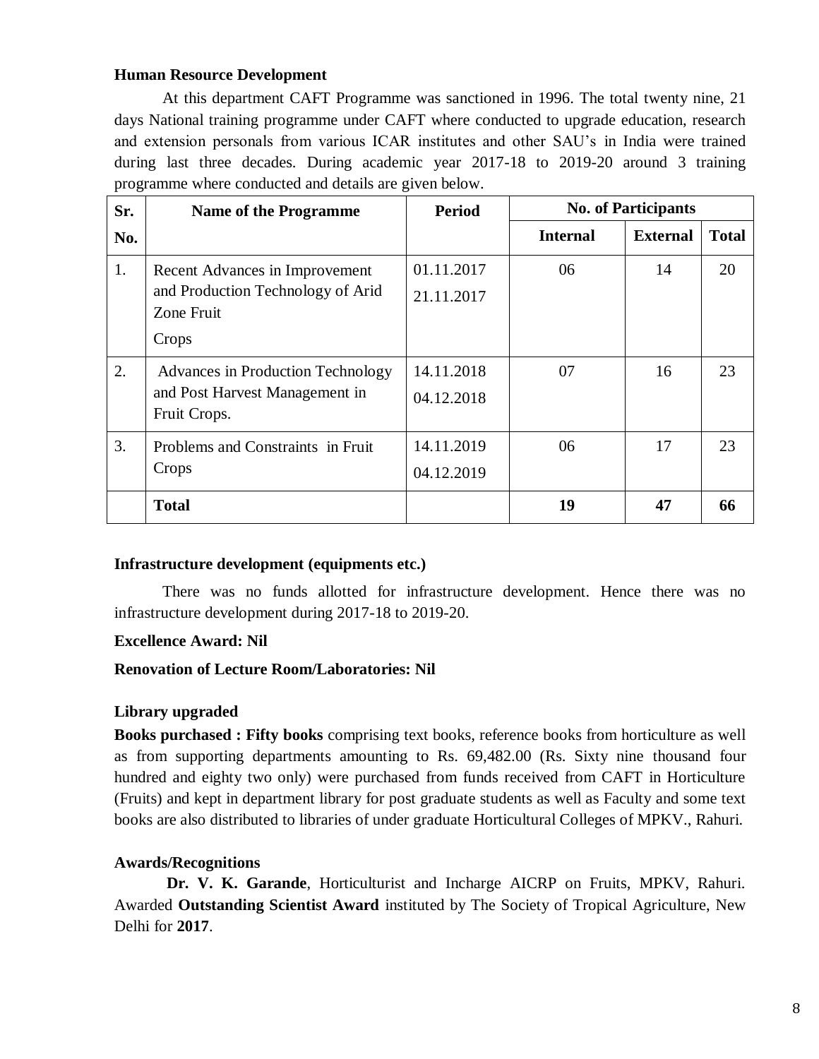**Human Resource Development**

At this department CAFT Programme was sanctioned in 1996. The total twenty nine, 21 days National training programme under CAFT where conducted to upgrade education, research and extension personals from various ICAR institutes and other SAU's in India were trained during last three decades. During academic year 2017-18 to 2019-20 around 3 training programme where conducted and details are given below.

| Sr. No. | Name of the Programme | Period | No. of Participants | | |
|---|---|---|---|---|---|
| | | | Internal | External | Total |
| 1. | Recent Advances in Improvement and Production Technology of Arid Zone Fruit Crops | 01.11.2017 21.11.2017 | 06 | 14 | 20 |
| 2. | Advances in Production Technology and Post Harvest Management in Fruit Crops. | 14.11.2018 04.12.2018 | 07 | 16 | 23 |
| 3. | Problems and Constraints in Fruit Crops | 14.11.2019 04.12.2019 | 06 | 17 | 23 |
| | **Total** | | **19** | **47** | **66** |

**Infrastructure development (equipments etc.)**

There was no funds allotted for infrastructure development. Hence there was no infrastructure development during 2017-18 to 2019-20.

**Excellence Award: Nil**

**Renovation of Lecture Room/Laboratories: Nil**

**Library upgraded**

**Books purchased : Fifty books** comprising text books, reference books from horticulture as well as from supporting departments amounting to Rs. 69,482.00 (Rs. Sixty nine thousand four hundred and eighty two only) were purchased from funds received from CAFT in Horticulture (Fruits) and kept in department library for post graduate students as well as Faculty and some text books are also distributed to libraries of under graduate Horticultural Colleges of MPKV., Rahuri.

**Awards/Recognitions**

**Dr. V. K. Garande**, Horticulturist and Incharge AICRP on Fruits, MPKV, Rahuri. Awarded **Outstanding Scientist Award** instituted by The Society of Tropical Agriculture, New Delhi for **2017**.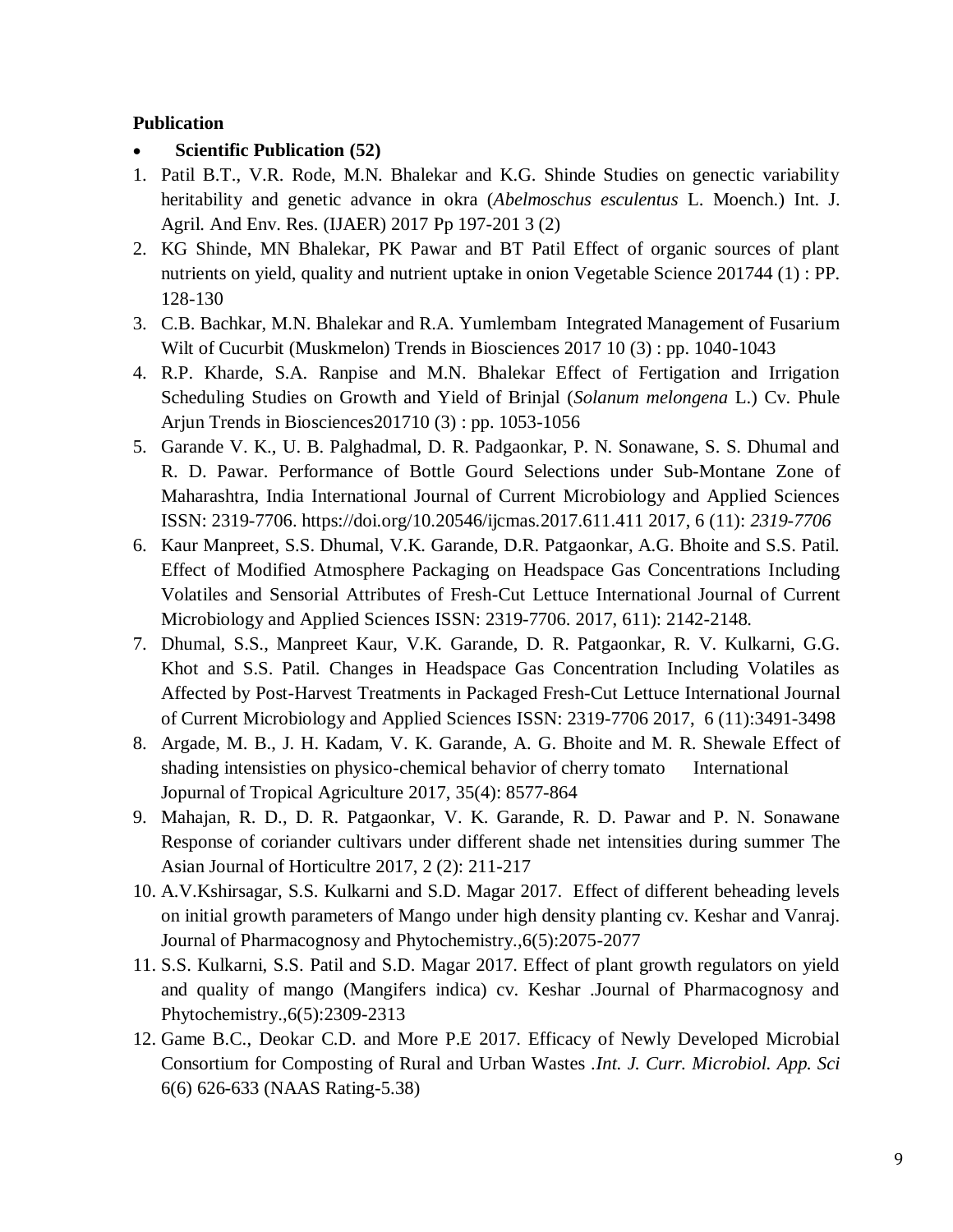**Publication**

- **Scientific Publication (52)**

1. Patil B.T., V.R. Rode, M.N. Bhalekar and K.G. Shinde Studies on genectic variability heritability and genetic advance in okra (*Abelmoschus esculentus* L. Moench.) Int. J. Agril. And Env. Res. (IJAER) 2017 Pp 197-201 3 (2)
2. KG Shinde, MN Bhalekar, PK Pawar and BT Patil Effect of organic sources of plant nutrients on yield, quality and nutrient uptake in onion Vegetable Science 201744 (1) : PP. 128-130
3. C.B. Bachkar, M.N. Bhalekar and R.A. Yumlembam Integrated Management of Fusarium Wilt of Cucurbit (Muskmelon) Trends in Biosciences 2017 10 (3) : pp. 1040-1043
4. R.P. Kharde, S.A. Ranpise and M.N. Bhalekar Effect of Fertigation and Irrigation Scheduling Studies on Growth and Yield of Brinjal (*Solanum melongena* L.) Cv. Phule Arjun Trends in Biosciences201710 (3) : pp. 1053-1056
5. Garande V. K., U. B. Palghadmal, D. R. Padgaonkar, P. N. Sonawane, S. S. Dhumal and R. D. Pawar. Performance of Bottle Gourd Selections under Sub-Montane Zone of Maharashtra, India International Journal of Current Microbiology and Applied Sciences ISSN: 2319-7706. https://doi.org/10.20546/ijcmas.2017.611.411 2017, 6 (11): *2319-7706*
6. Kaur Manpreet, S.S. Dhumal, V.K. Garande, D.R. Patgaonkar, A.G. Bhoite and S.S. Patil. Effect of Modified Atmosphere Packaging on Headspace Gas Concentrations Including Volatiles and Sensorial Attributes of Fresh-Cut Lettuce International Journal of Current Microbiology and Applied Sciences ISSN: 2319-7706. 2017, 611): 2142-2148.
7. Dhumal, S.S., Manpreet Kaur, V.K. Garande, D. R. Patgaonkar, R. V. Kulkarni, G.G. Khot and S.S. Patil. Changes in Headspace Gas Concentration Including Volatiles as Affected by Post-Harvest Treatments in Packaged Fresh-Cut Lettuce International Journal of Current Microbiology and Applied Sciences ISSN: 2319-7706 2017, 6 (11):3491-3498
8. Argade, M. B., J. H. Kadam, V. K. Garande, A. G. Bhoite and M. R. Shewale Effect of shading intensisties on physico-chemical behavior of cherry tomato International Jopurnal of Tropical Agriculture 2017, 35(4): 8577-864
9. Mahajan, R. D., D. R. Patgaonkar, V. K. Garande, R. D. Pawar and P. N. Sonawane Response of coriander cultivars under different shade net intensities during summer The Asian Journal of Horticultre 2017, 2 (2): 211-217
10. A.V.Kshirsagar, S.S. Kulkarni and S.D. Magar 2017. Effect of different beheading levels on initial growth parameters of Mango under high density planting cv. Keshar and Vanraj. Journal of Pharmacognosy and Phytochemistry.,6(5):2075-2077
11. S.S. Kulkarni, S.S. Patil and S.D. Magar 2017. Effect of plant growth regulators on yield and quality of mango (Mangifers indica) cv. Keshar .Journal of Pharmacognosy and Phytochemistry.,6(5):2309-2313
12. Game B.C., Deokar C.D. and More P.E 2017. Efficacy of Newly Developed Microbial Consortium for Composting of Rural and Urban Wastes .*Int. J. Curr. Microbiol. App. Sci* 6(6) 626-633 (NAAS Rating-5.38)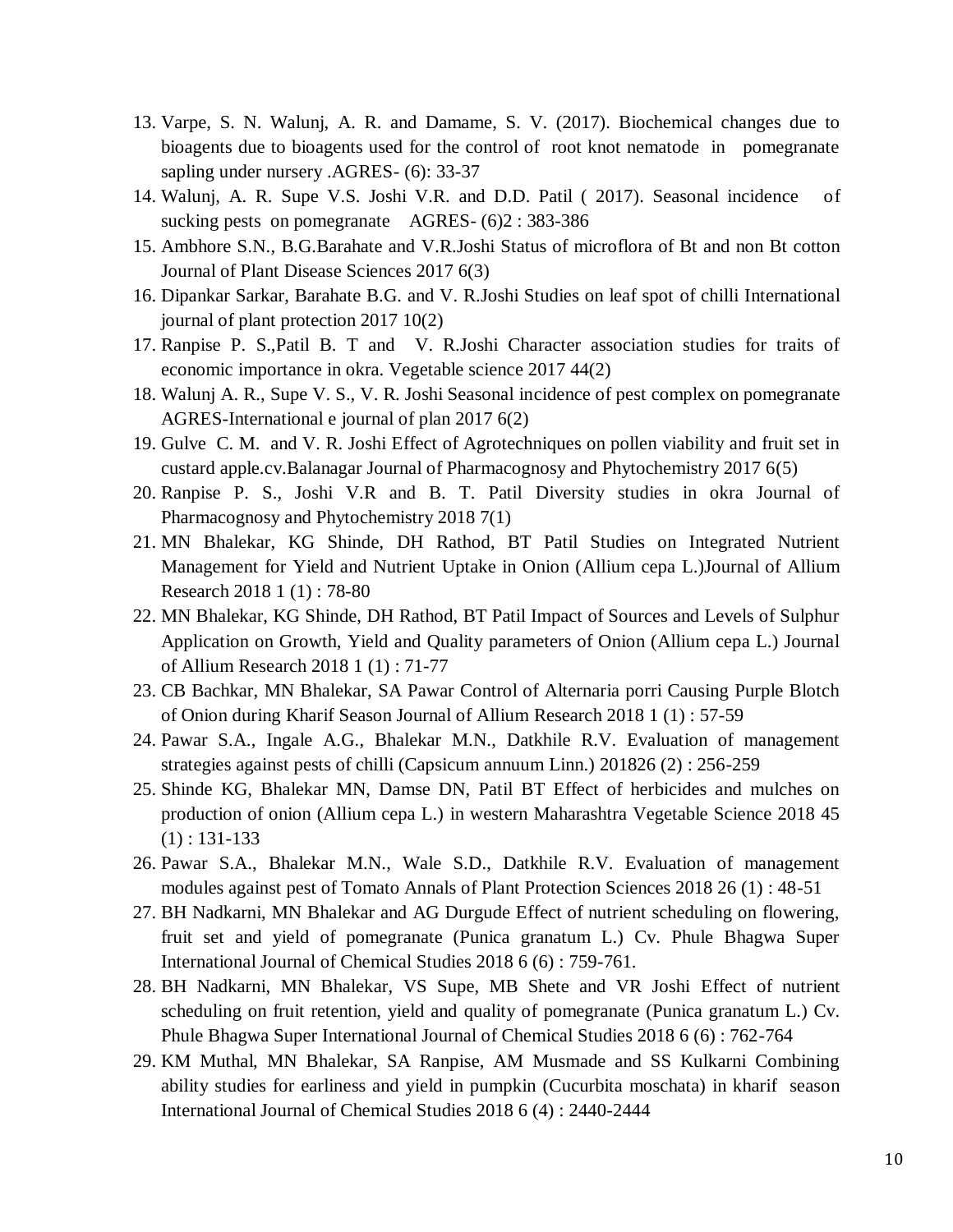13. Varpe, S. N. Walunj, A. R. and Damame, S. V. (2017). Biochemical changes due to bioagents due to bioagents used for the control of root knot nematode in pomegranate sapling under nursery .AGRES- (6): 33-37
14. Walunj, A. R. Supe V.S. Joshi V.R. and D.D. Patil ( 2017). Seasonal incidence of sucking pests on pomegranate AGRES- (6)2 : 383-386
15. Ambhore S.N., B.G.Barahate and V.R.Joshi Status of microflora of Bt and non Bt cotton Journal of Plant Disease Sciences 2017 6(3)
16. Dipankar Sarkar, Barahate B.G. and V. R.Joshi Studies on leaf spot of chilli International journal of plant protection 2017 10(2)
17. Ranpise P. S.,Patil B. T and V. R.Joshi Character association studies for traits of economic importance in okra. Vegetable science 2017 44(2)
18. Walunj A. R., Supe V. S., V. R. Joshi Seasonal incidence of pest complex on pomegranate AGRES-International e journal of plan 2017 6(2)
19. Gulve C. M. and V. R. Joshi Effect of Agrotechniques on pollen viability and fruit set in custard apple.cv.Balanagar Journal of Pharmacognosy and Phytochemistry 2017 6(5)
20. Ranpise P. S., Joshi V.R and B. T. Patil Diversity studies in okra Journal of Pharmacognosy and Phytochemistry 2018 7(1)
21. MN Bhalekar, KG Shinde, DH Rathod, BT Patil Studies on Integrated Nutrient Management for Yield and Nutrient Uptake in Onion (Allium cepa L.)Journal of Allium Research 2018 1 (1) : 78-80
22. MN Bhalekar, KG Shinde, DH Rathod, BT Patil Impact of Sources and Levels of Sulphur Application on Growth, Yield and Quality parameters of Onion (Allium cepa L.) Journal of Allium Research 2018 1 (1) : 71-77
23. CB Bachkar, MN Bhalekar, SA Pawar Control of Alternaria porri Causing Purple Blotch of Onion during Kharif Season Journal of Allium Research 2018 1 (1) : 57-59
24. Pawar S.A., Ingale A.G., Bhalekar M.N., Datkhile R.V. Evaluation of management strategies against pests of chilli (Capsicum annuum Linn.) 201826 (2) : 256-259
25. Shinde KG, Bhalekar MN, Damse DN, Patil BT Effect of herbicides and mulches on production of onion (Allium cepa L.) in western Maharashtra Vegetable Science 2018 45 (1) : 131-133
26. Pawar S.A., Bhalekar M.N., Wale S.D., Datkhile R.V. Evaluation of management modules against pest of Tomato Annals of Plant Protection Sciences 2018 26 (1) : 48-51
27. BH Nadkarni, MN Bhalekar and AG Durgude Effect of nutrient scheduling on flowering, fruit set and yield of pomegranate (Punica granatum L.) Cv. Phule Bhagwa Super International Journal of Chemical Studies 2018 6 (6) : 759-761.
28. BH Nadkarni, MN Bhalekar, VS Supe, MB Shete and VR Joshi Effect of nutrient scheduling on fruit retention, yield and quality of pomegranate (Punica granatum L.) Cv. Phule Bhagwa Super International Journal of Chemical Studies 2018 6 (6) : 762-764
29. KM Muthal, MN Bhalekar, SA Ranpise, AM Musmade and SS Kulkarni Combining ability studies for earliness and yield in pumpkin (Cucurbita moschata) in kharif season International Journal of Chemical Studies 2018 6 (4) : 2440-2444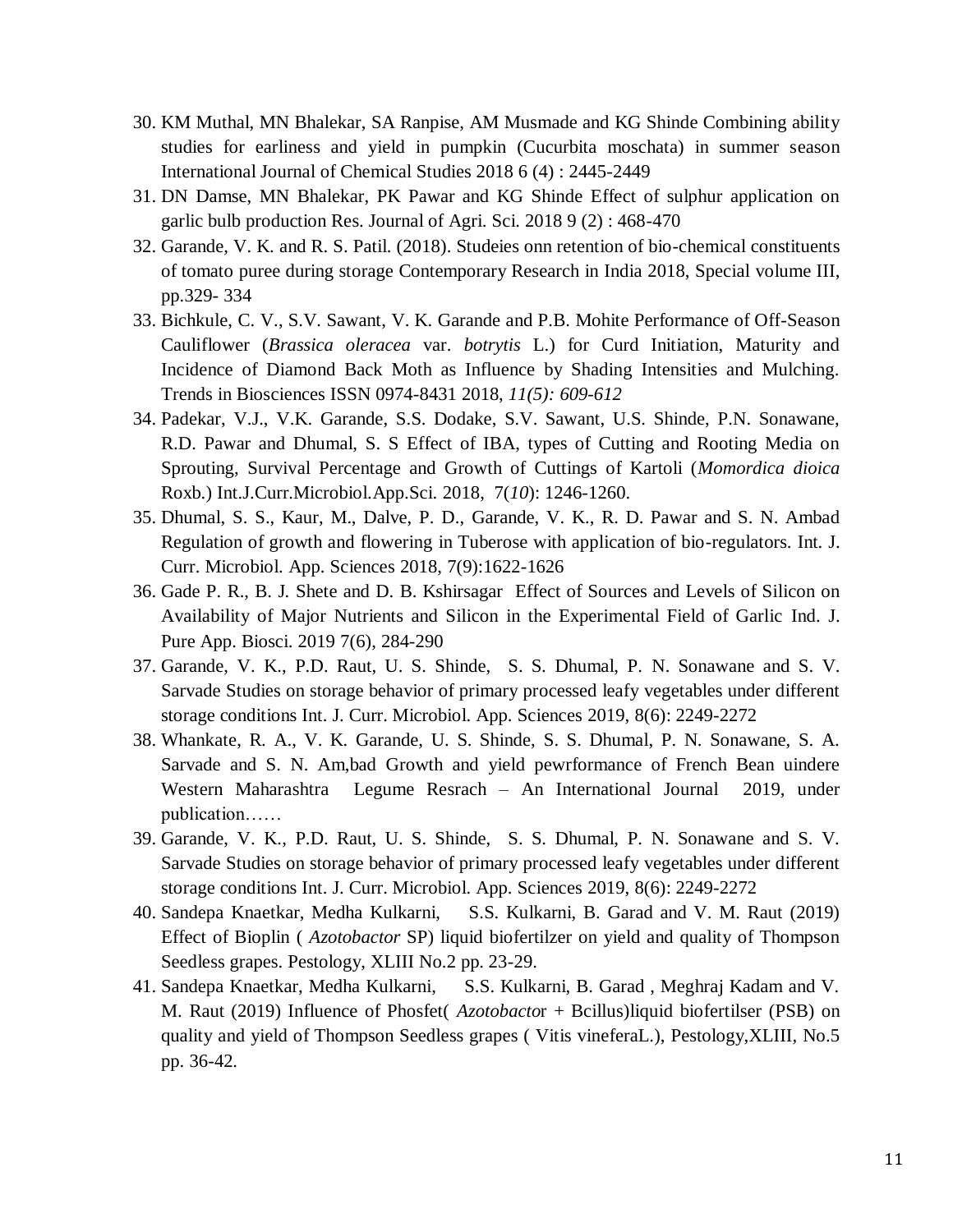30. KM Muthal, MN Bhalekar, SA Ranpise, AM Musmade and KG Shinde Combining ability studies for earliness and yield in pumpkin (Cucurbita moschata) in summer season International Journal of Chemical Studies 2018 6 (4) : 2445-2449
31. DN Damse, MN Bhalekar, PK Pawar and KG Shinde Effect of sulphur application on garlic bulb production Res. Journal of Agri. Sci. 2018 9 (2) : 468-470
32. Garande, V. K. and R. S. Patil. (2018). Studeies onn retention of bio-chemical constituents of tomato puree during storage Contemporary Research in India 2018, Special volume III, pp.329- 334
33. Bichkule, C. V., S.V. Sawant, V. K. Garande and P.B. Mohite Performance of Off-Season Cauliflower (*Brassica oleracea* var. *botrytis* L.) for Curd Initiation, Maturity and Incidence of Diamond Back Moth as Influence by Shading Intensities and Mulching. Trends in Biosciences ISSN 0974-8431 2018, *11(5): 609-612*
34. Padekar, V.J., V.K. Garande, S.S. Dodake, S.V. Sawant, U.S. Shinde, P.N. Sonawane, R.D. Pawar and Dhumal, S. S Effect of IBA, types of Cutting and Rooting Media on Sprouting, Survival Percentage and Growth of Cuttings of Kartoli (*Momordica dioica* Roxb.) Int.J.Curr.Microbiol.App.Sci. 2018, 7(*10*): 1246-1260.
35. Dhumal, S. S., Kaur, M., Dalve, P. D., Garande, V. K., R. D. Pawar and S. N. Ambad Regulation of growth and flowering in Tuberose with application of bio-regulators. Int. J. Curr. Microbiol. App. Sciences 2018, 7(9):1622-1626
36. Gade P. R., B. J. Shete and D. B. Kshirsagar Effect of Sources and Levels of Silicon on Availability of Major Nutrients and Silicon in the Experimental Field of Garlic Ind. J. Pure App. Biosci. 2019 7(6), 284-290
37. Garande, V. K., P.D. Raut, U. S. Shinde, S. S. Dhumal, P. N. Sonawane and S. V. Sarvade Studies on storage behavior of primary processed leafy vegetables under different storage conditions Int. J. Curr. Microbiol. App. Sciences 2019, 8(6): 2249-2272
38. Whankate, R. A., V. K. Garande, U. S. Shinde, S. S. Dhumal, P. N. Sonawane, S. A. Sarvade and S. N. Am,bad Growth and yield pewrformance of French Bean uindere Western Maharashtra Legume Resrach – An International Journal 2019, under publication……
39. Garande, V. K., P.D. Raut, U. S. Shinde, S. S. Dhumal, P. N. Sonawane and S. V. Sarvade Studies on storage behavior of primary processed leafy vegetables under different storage conditions Int. J. Curr. Microbiol. App. Sciences 2019, 8(6): 2249-2272
40. Sandepa Knaetkar, Medha Kulkarni, S.S. Kulkarni, B. Garad and V. M. Raut (2019) Effect of Bioplin ( *Azotobactor* SP) liquid biofertilzer on yield and quality of Thompson Seedless grapes. Pestology, XLIII No.2 pp. 23-29.
41. Sandepa Knaetkar, Medha Kulkarni, S.S. Kulkarni, B. Garad , Meghraj Kadam and V. M. Raut (2019) Influence of Phosfet( *Azotobacto*r + Bcillus)liquid biofertilser (PSB) on quality and yield of Thompson Seedless grapes ( Vitis viniferaL.), Pestology,XLIII, No.5 pp. 36-42.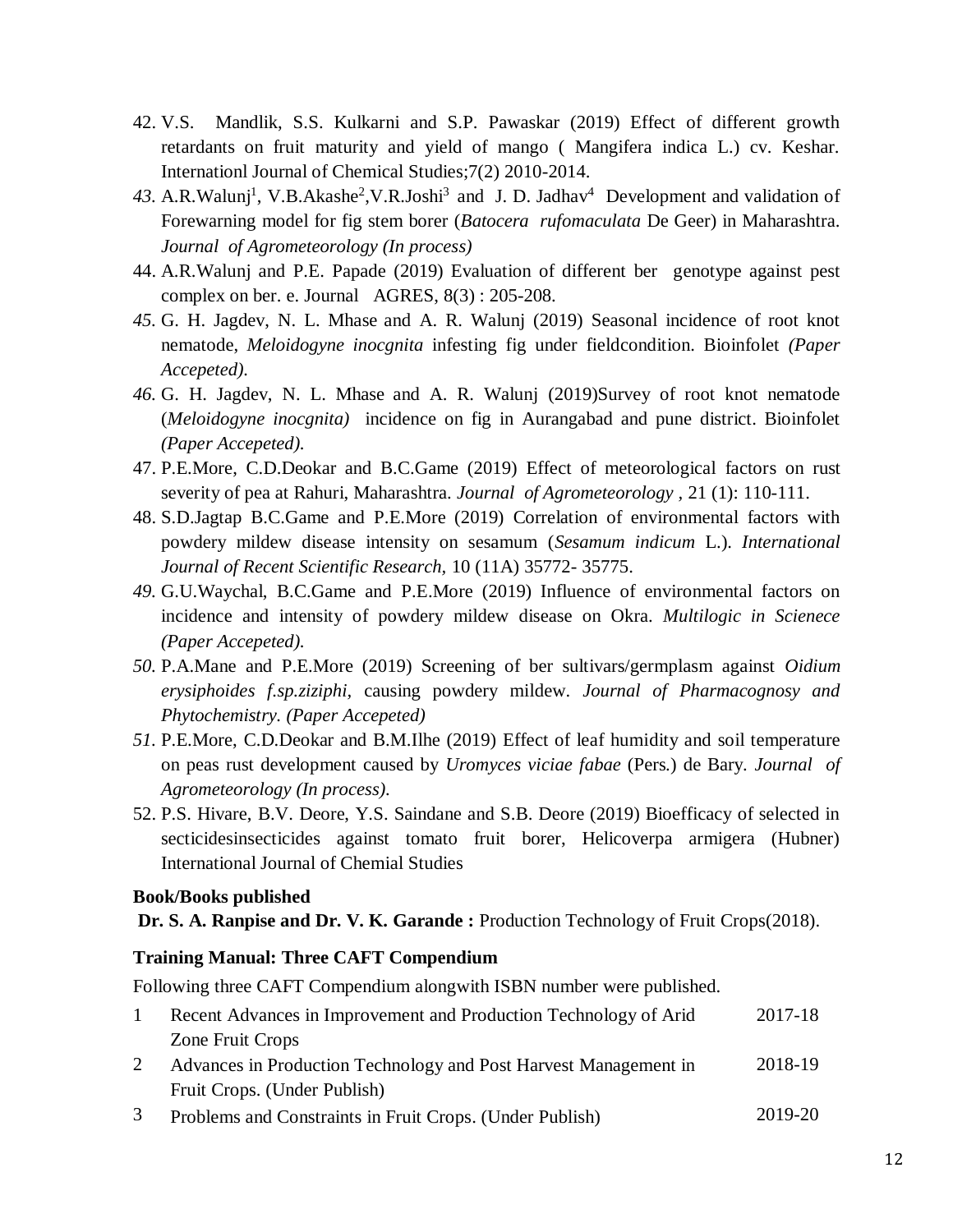42. V.S. Mandlik, S.S. Kulkarni and S.P. Pawaskar (2019) Effect of different growth retardants on fruit maturity and yield of mango ( Mangifera indica L.) cv. Keshar. Internationl Journal of Chemical Studies;7(2) 2010-2014.
43. A.R.Walunj[1], V.B.Akashe[2],V.R.Joshi[3] and J. D. Jadhav[4] Development and validation of Forewarning model for fig stem borer (*Batocera rufomaculata* De Geer) in Maharashtra. *Journal of Agrometeorology (In process)*
44. A.R.Walunj and P.E. Papade (2019) Evaluation of different ber genotype against pest complex on ber. e. Journal AGRES, 8(3) : 205-208.
45. G. H. Jagdev, N. L. Mhase and A. R. Walunj (2019) Seasonal incidence of root knot nematode, *Meloidogyne inocgnita* infesting fig under fieldcondition. Bioinfolet *(Paper Accepeted).*
46. G. H. Jagdev, N. L. Mhase and A. R. Walunj (2019)Survey of root knot nematode (*Meloidogyne inocgnita)* incidence on fig in Aurangabad and pune district. Bioinfolet *(Paper Accepeted).*
47. P.E.More, C.D.Deokar and B.C.Game (2019) Effect of meteorological factors on rust severity of pea at Rahuri, Maharashtra. *Journal of Agrometeorology* , 21 (1): 110-111.
48. S.D.Jagtap B.C.Game and P.E.More (2019) Correlation of environmental factors with powdery mildew disease intensity on sesamum (*Sesamum indicum* L.). *International Journal of Recent Scientific Research,* 10 (11A) 35772- 35775.
49. G.U.Waychal, B.C.Game and P.E.More (2019) Influence of environmental factors on incidence and intensity of powdery mildew disease on Okra. *Multilogic in Scienece (Paper Accepeted).*
50. P.A.Mane and P.E.More (2019) Screening of ber sultivars/germplasm against *Oidium erysiphoides f.sp.ziziphi,* causing powdery mildew. *Journal of Pharmacognosy and Phytochemistry. (Paper Accepeted)*
51. P.E.More, C.D.Deokar and B.M.Ilhe (2019) Effect of leaf humidity and soil temperature on peas rust development caused by *Uromyces viciae fabae* (Pers.) de Bary. *Journal of Agrometeorology (In process).*
52. P.S. Hivare, B.V. Deore, Y.S. Saindane and S.B. Deore (2019) Bioefficacy of selected in secticidesinsecticides against tomato fruit borer, Helicoverpa armigera (Hubner) International Journal of Chemial Studies

**Book/Books published**

**Dr. S. A. Ranpise and Dr. V. K. Garande :** Production Technology of Fruit Crops(2018).

**Training Manual: Three CAFT Compendium**

Following three CAFT Compendium alongwith ISBN number were published.

| | | |
|---|---|---|
| 1 | Recent Advances in Improvement and Production Technology of Arid Zone Fruit Crops | 2017-18 |
| 2 | Advances in Production Technology and Post Harvest Management in Fruit Crops. (Under Publish) | 2018-19 |
| 3 | Problems and Constraints in Fruit Crops. (Under Publish) | 2019-20 |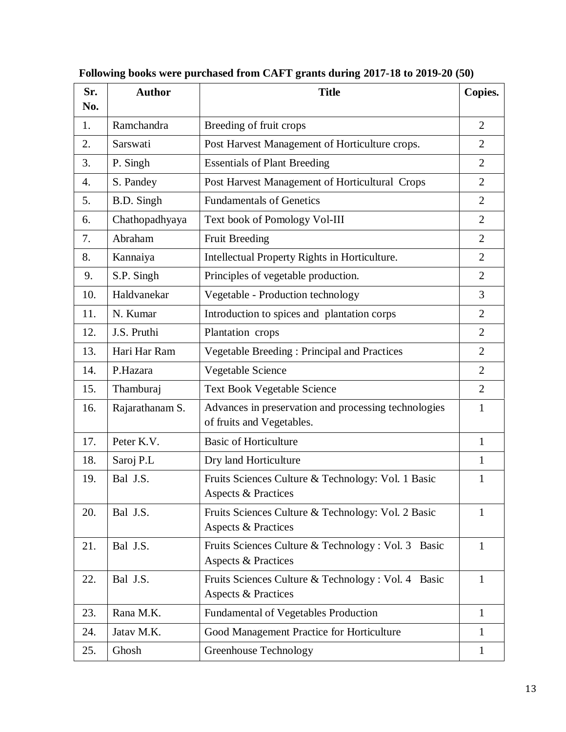**Following books were purchased from CAFT grants during 2017-18 to 2019-20 (50)**

| Sr. No. | Author | Title | Copies. |
|---|---|---|---|
| 1. | Ramchandra | Breeding of fruit crops | 2 |
| 2. | Sarswati | Post Harvest Management of Horticulture crops. | 2 |
| 3. | P. Singh | Essentials of Plant Breeding | 2 |
| 4. | S. Pandey | Post Harvest Management of Horticultural Crops | 2 |
| 5. | B.D. Singh | Fundamentals of Genetics | 2 |
| 6. | Chathopadhyaya | Text book of Pomology Vol-III | 2 |
| 7. | Abraham | Fruit Breeding | 2 |
| 8. | Kannaiya | Intellectual Property Rights in Horticulture. | 2 |
| 9. | S.P. Singh | Principles of vegetable production. | 2 |
| 10. | Haldvanekar | Vegetable - Production technology | 3 |
| 11. | N. Kumar | Introduction to spices and plantation corps | 2 |
| 12. | J.S. Pruthi | Plantation crops | 2 |
| 13. | Hari Har Ram | Vegetable Breeding : Principal and Practices | 2 |
| 14. | P.Hazara | Vegetable Science | 2 |
| 15. | Thamburaj | Text Book Vegetable Science | 2 |
| 16. | Rajarathanam S. | Advances in preservation and processing technologies of fruits and Vegetables. | 1 |
| 17. | Peter K.V. | Basic of Horticulture | 1 |
| 18. | Saroj P.L | Dry land Horticulture | 1 |
| 19. | Bal J.S. | Fruits Sciences Culture & Technology: Vol. 1 Basic Aspects & Practices | 1 |
| 20. | Bal J.S. | Fruits Sciences Culture & Technology: Vol. 2 Basic Aspects & Practices | 1 |
| 21. | Bal J.S. | Fruits Sciences Culture & Technology : Vol. 3 Basic Aspects & Practices | 1 |
| 22. | Bal J.S. | Fruits Sciences Culture & Technology : Vol. 4 Basic Aspects & Practices | 1 |
| 23. | Rana M.K. | Fundamental of Vegetables Production | 1 |
| 24. | Jatav M.K. | Good Management Practice for Horticulture | 1 |
| 25. | Ghosh | Greenhouse Technology | 1 |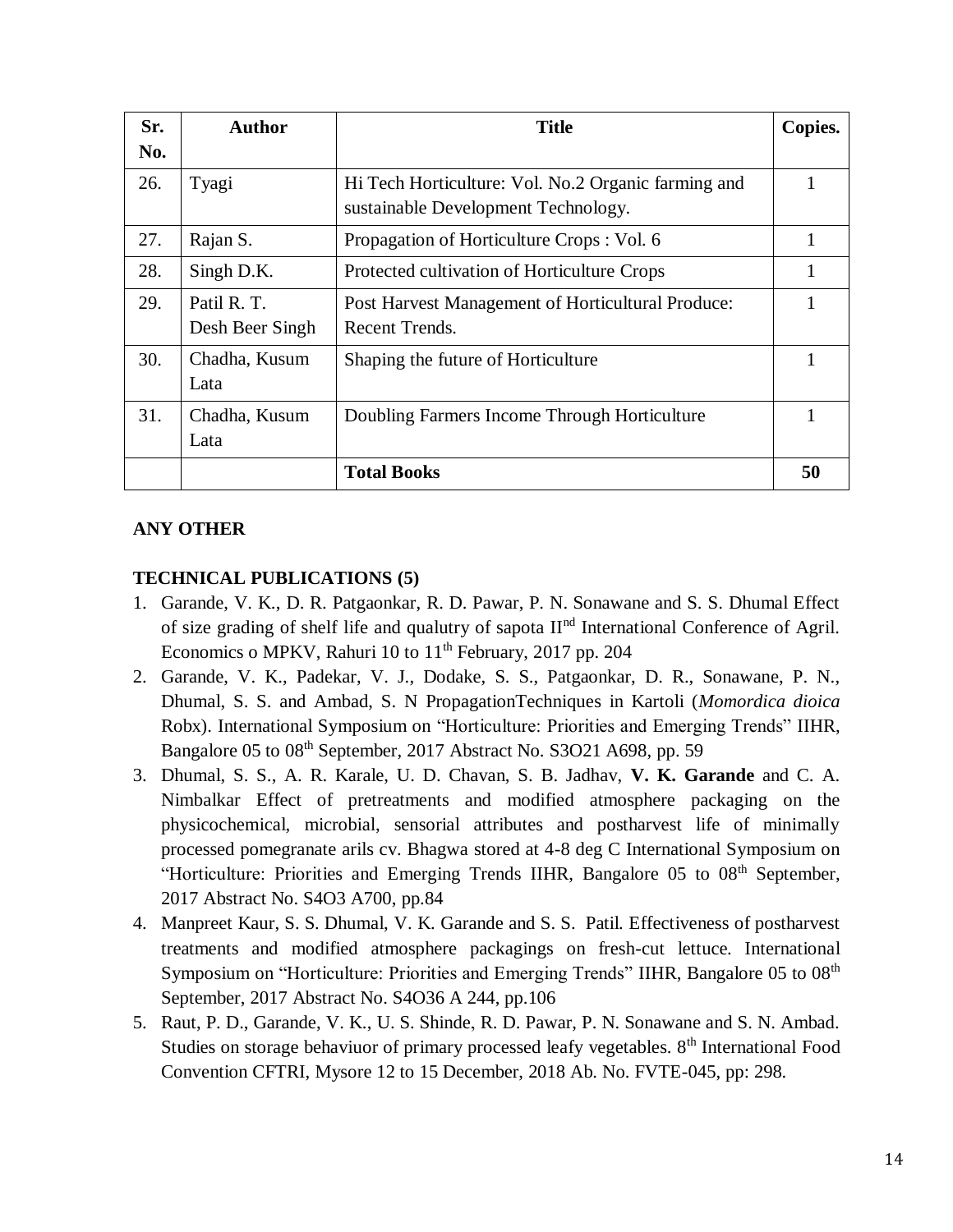| Sr. No. | Author | Title | Copies. |
|---|---|---|---|
| 26. | Tyagi | Hi Tech Horticulture: Vol. No.2 Organic farming and sustainable Development Technology. | 1 |
| 27. | Rajan S. | Propagation of Horticulture Crops : Vol. 6 | 1 |
| 28. | Singh D.K. | Protected cultivation of Horticulture Crops | 1 |
| 29. | Patil R. T. Desh Beer Singh | Post Harvest Management of Horticultural Produce: Recent Trends. | 1 |
| 30. | Chadha, Kusum Lata | Shaping the future of Horticulture | 1 |
| 31. | Chadha, Kusum Lata | Doubling Farmers Income Through Horticulture | 1 |
| | | **Total Books** | **50** |

**ANY OTHER**

**TECHNICAL PUBLICATIONS (5)**

1. Garande, V. K., D. R. Patgaonkar, R. D. Pawar, P. N. Sonawane and S. S. Dhumal Effect of size grading of shelf life and qualutry of sapota II$^{nd}$ International Conference of Agril. Economics o MPKV, Rahuri 10 to 11$^{th}$ February, 2017 pp. 204
2. Garande, V. K., Padekar, V. J., Dodake, S. S., Patgaonkar, D. R., Sonawane, P. N., Dhumal, S. S. and Ambad, S. N PropagationTechniques in Kartoli (*Momordica dioica* Robx). International Symposium on "Horticulture: Priorities and Emerging Trends" IIHR, Bangalore 05 to 08$^{th}$ September, 2017 Abstract No. S3O21 A698, pp. 59
3. Dhumal, S. S., A. R. Karale, U. D. Chavan, S. B. Jadhav, **V. K. Garande** and C. A. Nimbalkar Effect of pretreatments and modified atmosphere packaging on the physicochemical, microbial, sensorial attributes and postharvest life of minimally processed pomegranate arils cv. Bhagwa stored at 4-8 deg C International Symposium on "Horticulture: Priorities and Emerging Trends IIHR, Bangalore 05 to 08$^{th}$ September, 2017 Abstract No. S4O3 A700, pp.84
4. Manpreet Kaur, S. S. Dhumal, V. K. Garande and S. S. Patil. Effectiveness of postharvest treatments and modified atmosphere packagings on fresh-cut lettuce. International Symposium on "Horticulture: Priorities and Emerging Trends" IIHR, Bangalore 05 to 08$^{th}$ September, 2017 Abstract No. S4O36 A 244, pp.106
5. Raut, P. D., Garande, V. K., U. S. Shinde, R. D. Pawar, P. N. Sonawane and S. N. Ambad. Studies on storage behaviuor of primary processed leafy vegetables. 8$^{th}$ International Food Convention CFTRI, Mysore 12 to 15 December, 2018 Ab. No. FVTE-045, pp: 298.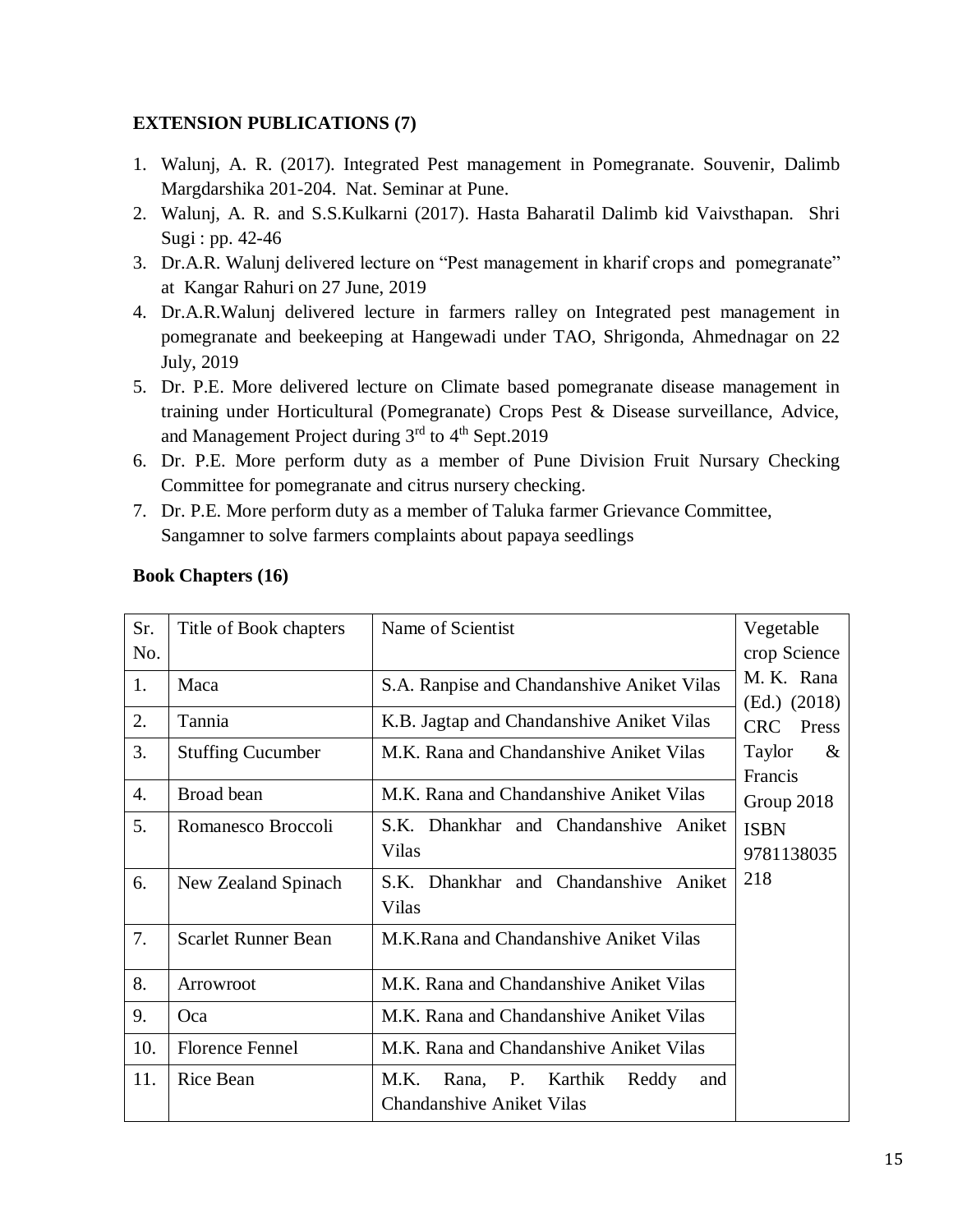**EXTENSION PUBLICATIONS (7)**

1. Walunj, A. R. (2017). Integrated Pest management in Pomegranate. Souvenir, Dalimb Margdarshika 201-204. Nat. Seminar at Pune.
2. Walunj, A. R. and S.S.Kulkarni (2017). Hasta Baharatil Dalimb kid Vaivsthapan. Shri Sugi : pp. 42-46
3. Dr.A.R. Walunj delivered lecture on "Pest management in kharif crops and pomegranate" at Kangar Rahuri on 27 June, 2019
4. Dr.A.R.Walunj delivered lecture in farmers ralley on Integrated pest management in pomegranate and beekeeping at Hangewadi under TAO, Shrigonda, Ahmednagar on 22 July, 2019
5. Dr. P.E. More delivered lecture on Climate based pomegranate disease management in training under Horticultural (Pomegranate) Crops Pest & Disease surveillance, Advice, and Management Project during 3rd to 4th Sept.2019
6. Dr. P.E. More perform duty as a member of Pune Division Fruit Nursary Checking Committee for pomegranate and citrus nursery checking.
7. Dr. P.E. More perform duty as a member of Taluka farmer Grievance Committee, Sangamner to solve farmers complaints about papaya seedlings

**Book Chapters (16)**

| Sr. No. | Title of Book chapters | Name of Scientist | Vegetable crop Science M. K. Rana (Ed.) (2018) CRC Press Taylor & Francis Group 2018 ISBN 9781138035218 |
|---|---|---|---|
| 1. | Maca | S.A. Ranpise and Chandanshive Aniket Vilas | |
| 2. | Tannia | K.B. Jagtap and Chandanshive Aniket Vilas | |
| 3. | Stuffing Cucumber | M.K. Rana and Chandanshive Aniket Vilas | |
| 4. | Broad bean | M.K. Rana and Chandanshive Aniket Vilas | |
| 5. | Romanesco Broccoli | S.K. Dhankhar and Chandanshive Aniket Vilas | |
| 6. | New Zealand Spinach | S.K. Dhankhar and Chandanshive Aniket Vilas | |
| 7. | Scarlet Runner Bean | M.K.Rana and Chandanshive Aniket Vilas | |
| 8. | Arrowroot | M.K. Rana and Chandanshive Aniket Vilas | |
| 9. | Oca | M.K. Rana and Chandanshive Aniket Vilas | |
| 10. | Florence Fennel | M.K. Rana and Chandanshive Aniket Vilas | |
| 11. | Rice Bean | M.K. Rana, P. Karthik Reddy and Chandanshive Aniket Vilas | |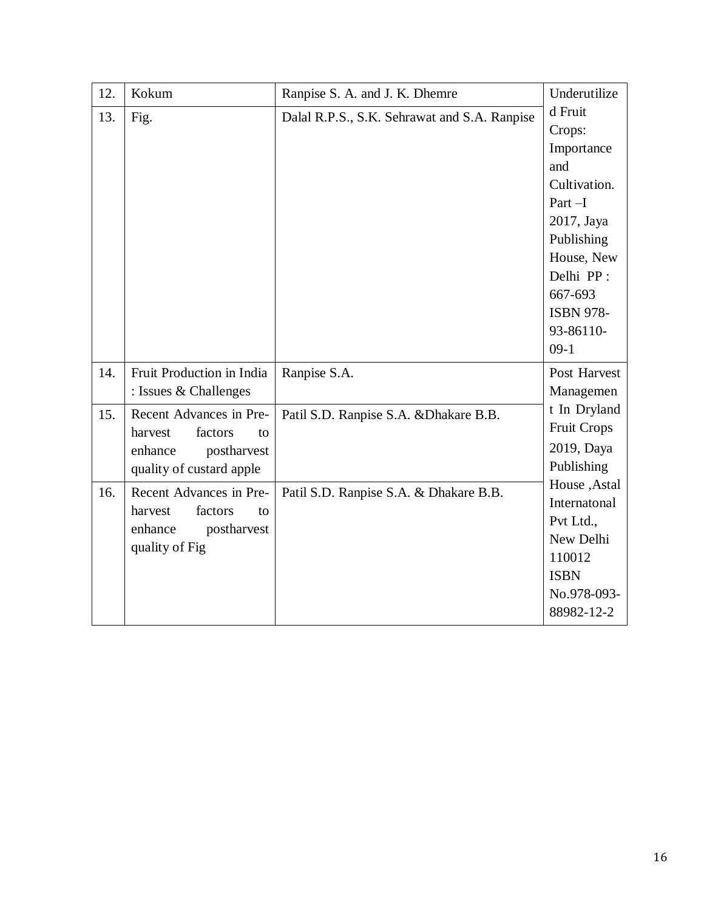| 12. | Kokum | Ranpise S. A. and J. K. Dhemre | Underutilized Fruit Crops: Importance and Cultivation. Part –I 2017, Jaya Publishing House, New Delhi PP : 667-693 ISBN 978-93-86110-09-1 |
|---|---|---|---|
| 13. | Fig. | Dalal R.P.S., S.K. Sehrawat and S.A. Ranpise | |
| 14. | Fruit Production in India : Issues & Challenges | Ranpise S.A. | Post Harvest Management In Dryland Fruit Crops 2019, Daya Publishing House ,Astal Internatonal Pvt Ltd., New Delhi 110012 ISBN No.978-093-88982-12-2 |
| 15. | Recent Advances in Pre-harvest factors to enhance postharvest quality of custard apple | Patil S.D. Ranpise S.A. &Dhakare B.B. | |
| 16. | Recent Advances in Pre-harvest factors to enhance postharvest quality of Fig | Patil S.D. Ranpise S.A. & Dhakare B.B. | |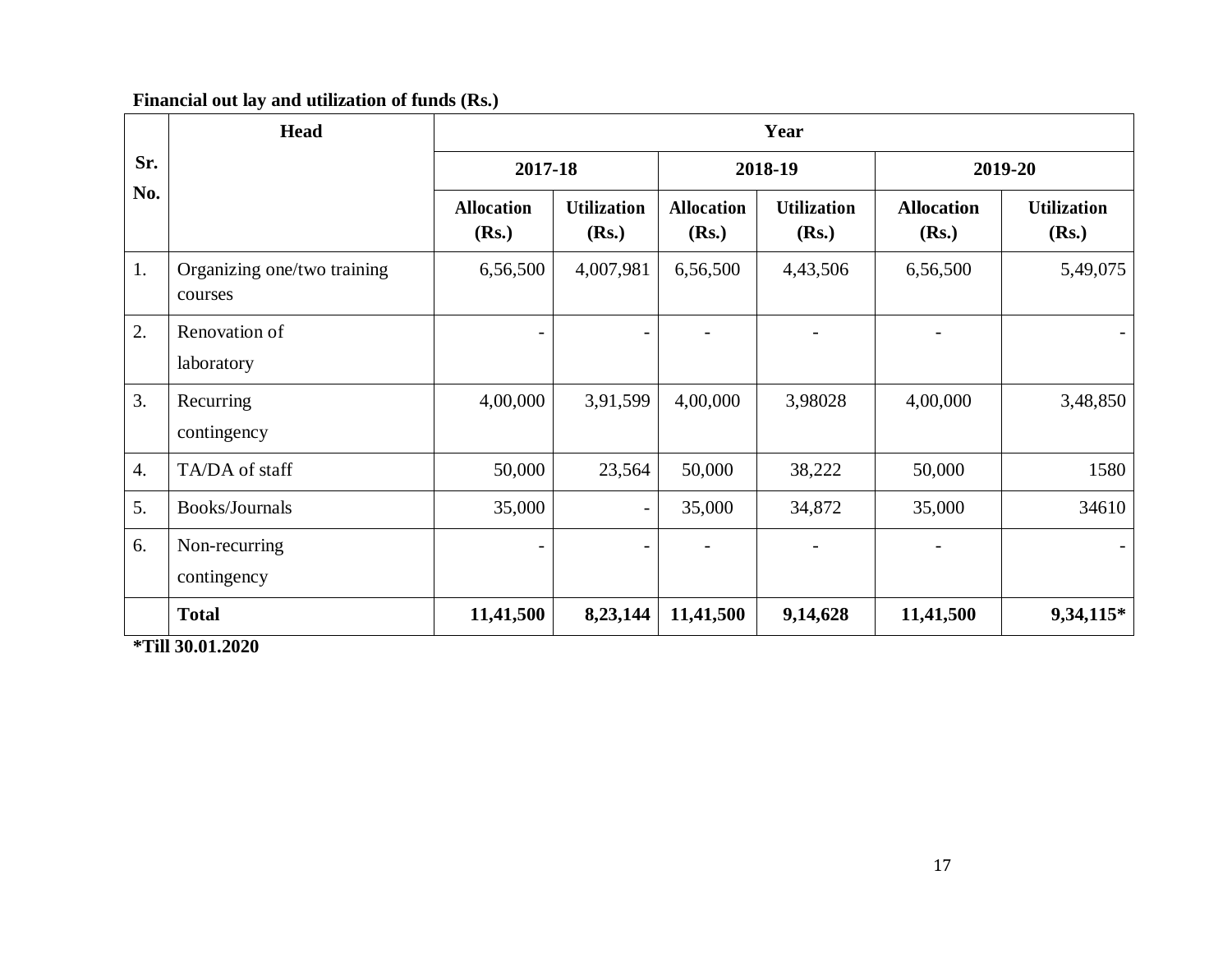**Financial out lay and utilization of funds (Rs.)**

| Sr. No. | Head | Year | | | | | |
|---|---|---|---|---|---|---|---|
| | | 2017-18 | | 2018-19 | | 2019-20 | |
| | | Allocation (Rs.) | Utilization (Rs.) | Allocation (Rs.) | Utilization (Rs.) | Allocation (Rs.) | Utilization (Rs.) |
| 1. | Organizing one/two training courses | 6,56,500 | 4,007,981 | 6,56,500 | 4,43,506 | 6,56,500 | 5,49,075 |
| 2. | Renovation of laboratory | - | - | - | - | - | - |
| 3. | Recurring contingency | 4,00,000 | 3,91,599 | 4,00,000 | 3,98028 | 4,00,000 | 3,48,850 |
| 4. | TA/DA of staff | 50,000 | 23,564 | 50,000 | 38,222 | 50,000 | 1580 |
| 5. | Books/Journals | 35,000 | - | 35,000 | 34,872 | 35,000 | 34610 |
| 6. | Non-recurring contingency | - | - | - | - | - | - |
| | **Total** | **11,41,500** | **8,23,144** | **11,41,500** | **9,14,628** | **11,41,500** | **9,34,115*** |

**\*Till 30.01.2020**